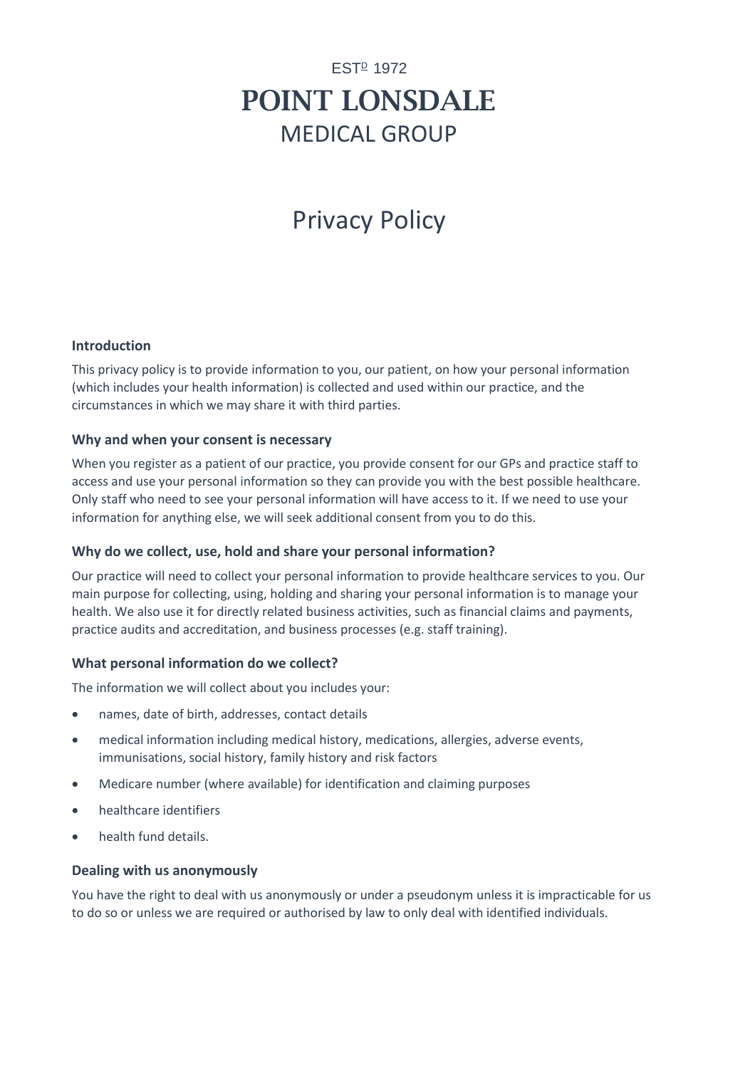ESTᴰ 1972

# POINT LONSDALE

MEDICAL GROUP

# Privacy Policy

### Introduction

This privacy policy is to provide information to you, our patient, on how your personal information (which includes your health information) is collected and used within our practice, and the circumstances in which we may share it with third parties.

### Why and when your consent is necessary

When you register as a patient of our practice, you provide consent for our GPs and practice staff to access and use your personal information so they can provide you with the best possible healthcare. Only staff who need to see your personal information will have access to it. If we need to use your information for anything else, we will seek additional consent from you to do this.

### Why do we collect, use, hold and share your personal information?

Our practice will need to collect your personal information to provide healthcare services to you. Our main purpose for collecting, using, holding and sharing your personal information is to manage your health. We also use it for directly related business activities, such as financial claims and payments, practice audits and accreditation, and business processes (e.g. staff training).

### What personal information do we collect?

The information we will collect about you includes your:

- names, date of birth, addresses, contact details
- medical information including medical history, medications, allergies, adverse events, immunisations, social history, family history and risk factors
- Medicare number (where available) for identification and claiming purposes
- healthcare identifiers
- health fund details.

### Dealing with us anonymously

You have the right to deal with us anonymously or under a pseudonym unless it is impracticable for us to do so or unless we are required or authorised by law to only deal with identified individuals.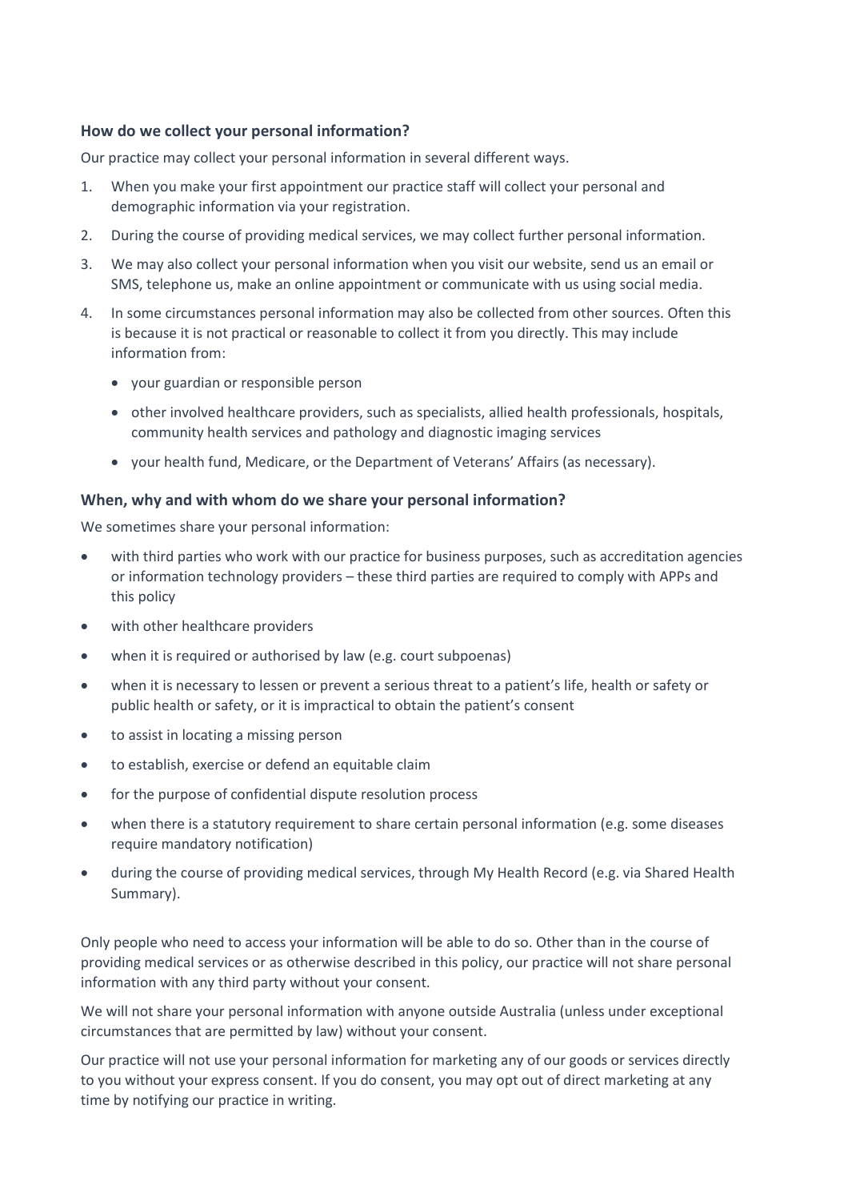### How do we collect your personal information?

Our practice may collect your personal information in several different ways.

1. When you make your first appointment our practice staff will collect your personal and demographic information via your registration.
2. During the course of providing medical services, we may collect further personal information.
3. We may also collect your personal information when you visit our website, send us an email or SMS, telephone us, make an online appointment or communicate with us using social media.
4. In some circumstances personal information may also be collected from other sources. Often this is because it is not practical or reasonable to collect it from you directly. This may include information from:
    - your guardian or responsible person
    - other involved healthcare providers, such as specialists, allied health professionals, hospitals, community health services and pathology and diagnostic imaging services
    - your health fund, Medicare, or the Department of Veterans' Affairs (as necessary).

### When, why and with whom do we share your personal information?

We sometimes share your personal information:

- with third parties who work with our practice for business purposes, such as accreditation agencies or information technology providers – these third parties are required to comply with APPs and this policy
- with other healthcare providers
- when it is required or authorised by law (e.g. court subpoenas)
- when it is necessary to lessen or prevent a serious threat to a patient's life, health or safety or public health or safety, or it is impractical to obtain the patient's consent
- to assist in locating a missing person
- to establish, exercise or defend an equitable claim
- for the purpose of confidential dispute resolution process
- when there is a statutory requirement to share certain personal information (e.g. some diseases require mandatory notification)
- during the course of providing medical services, through My Health Record (e.g. via Shared Health Summary).

Only people who need to access your information will be able to do so. Other than in the course of providing medical services or as otherwise described in this policy, our practice will not share personal information with any third party without your consent.

We will not share your personal information with anyone outside Australia (unless under exceptional circumstances that are permitted by law) without your consent.

Our practice will not use your personal information for marketing any of our goods or services directly to you without your express consent. If you do consent, you may opt out of direct marketing at any time by notifying our practice in writing.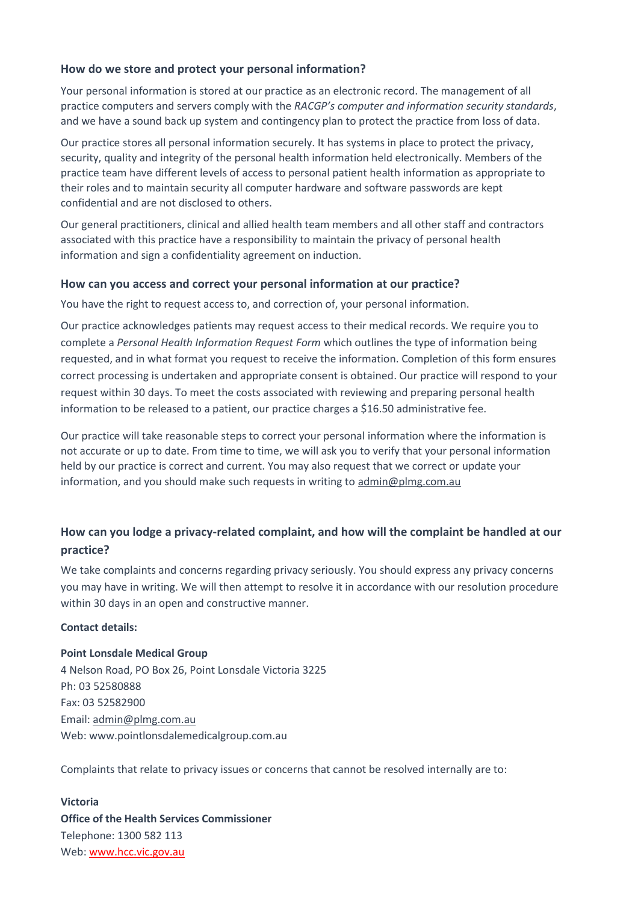### How do we store and protect your personal information?

Your personal information is stored at our practice as an electronic record. The management of all practice computers and servers comply with the *RACGP's computer and information security standards*, and we have a sound back up system and contingency plan to protect the practice from loss of data.

Our practice stores all personal information securely. It has systems in place to protect the privacy, security, quality and integrity of the personal health information held electronically. Members of the practice team have different levels of access to personal patient health information as appropriate to their roles and to maintain security all computer hardware and software passwords are kept confidential and are not disclosed to others.

Our general practitioners, clinical and allied health team members and all other staff and contractors associated with this practice have a responsibility to maintain the privacy of personal health information and sign a confidentiality agreement on induction.

### How can you access and correct your personal information at our practice?

You have the right to request access to, and correction of, your personal information.

Our practice acknowledges patients may request access to their medical records. We require you to complete a *Personal Health Information Request Form* which outlines the type of information being requested, and in what format you request to receive the information. Completion of this form ensures correct processing is undertaken and appropriate consent is obtained. Our practice will respond to your request within 30 days. To meet the costs associated with reviewing and preparing personal health information to be released to a patient, our practice charges a $16.50 administrative fee.

Our practice will take reasonable steps to correct your personal information where the information is not accurate or up to date. From time to time, we will ask you to verify that your personal information held by our practice is correct and current. You may also request that we correct or update your information, and you should make such requests in writing to admin@plmg.com.au

### How can you lodge a privacy-related complaint, and how will the complaint be handled at our practice?

We take complaints and concerns regarding privacy seriously. You should express any privacy concerns you may have in writing. We will then attempt to resolve it in accordance with our resolution procedure within 30 days in an open and constructive manner.

**Contact details:**

**Point Lonsdale Medical Group**
4 Nelson Road, PO Box 26, Point Lonsdale Victoria 3225
Ph: 03 52580888
Fax: 03 52582900
Email: admin@plmg.com.au
Web: www.pointlonsdalemedicalgroup.com.au

Complaints that relate to privacy issues or concerns that cannot be resolved internally are to:

**Victoria**
**Office of the Health Services Commissioner**
Telephone: 1300 582 113
Web: www.hcc.vic.gov.au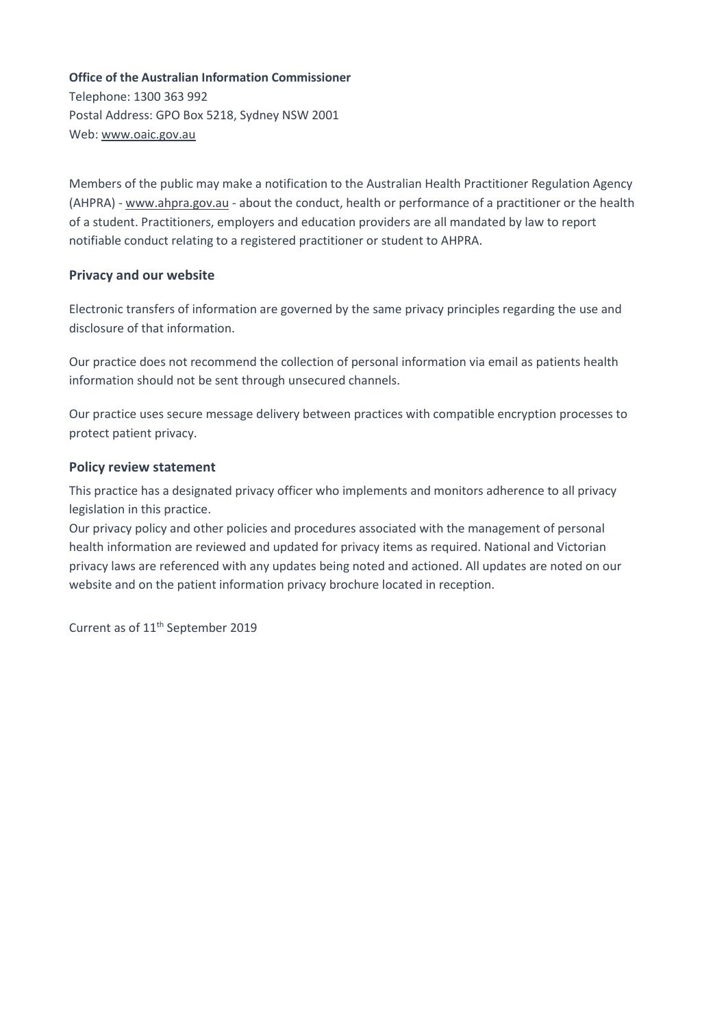**Office of the Australian Information Commissioner**
Telephone: 1300 363 992
Postal Address: GPO Box 5218, Sydney NSW 2001
Web: www.oaic.gov.au

Members of the public may make a notification to the Australian Health Practitioner Regulation Agency (AHPRA) - www.ahpra.gov.au - about the conduct, health or performance of a practitioner or the health of a student. Practitioners, employers and education providers are all mandated by law to report notifiable conduct relating to a registered practitioner or student to AHPRA.

### Privacy and our website

Electronic transfers of information are governed by the same privacy principles regarding the use and disclosure of that information.

Our practice does not recommend the collection of personal information via email as patients health information should not be sent through unsecured channels.

Our practice uses secure message delivery between practices with compatible encryption processes to protect patient privacy.

### Policy review statement

This practice has a designated privacy officer who implements and monitors adherence to all privacy legislation in this practice.
Our privacy policy and other policies and procedures associated with the management of personal health information are reviewed and updated for privacy items as required. National and Victorian privacy laws are referenced with any updates being noted and actioned. All updates are noted on our website and on the patient information privacy brochure located in reception.

Current as of 11th September 2019